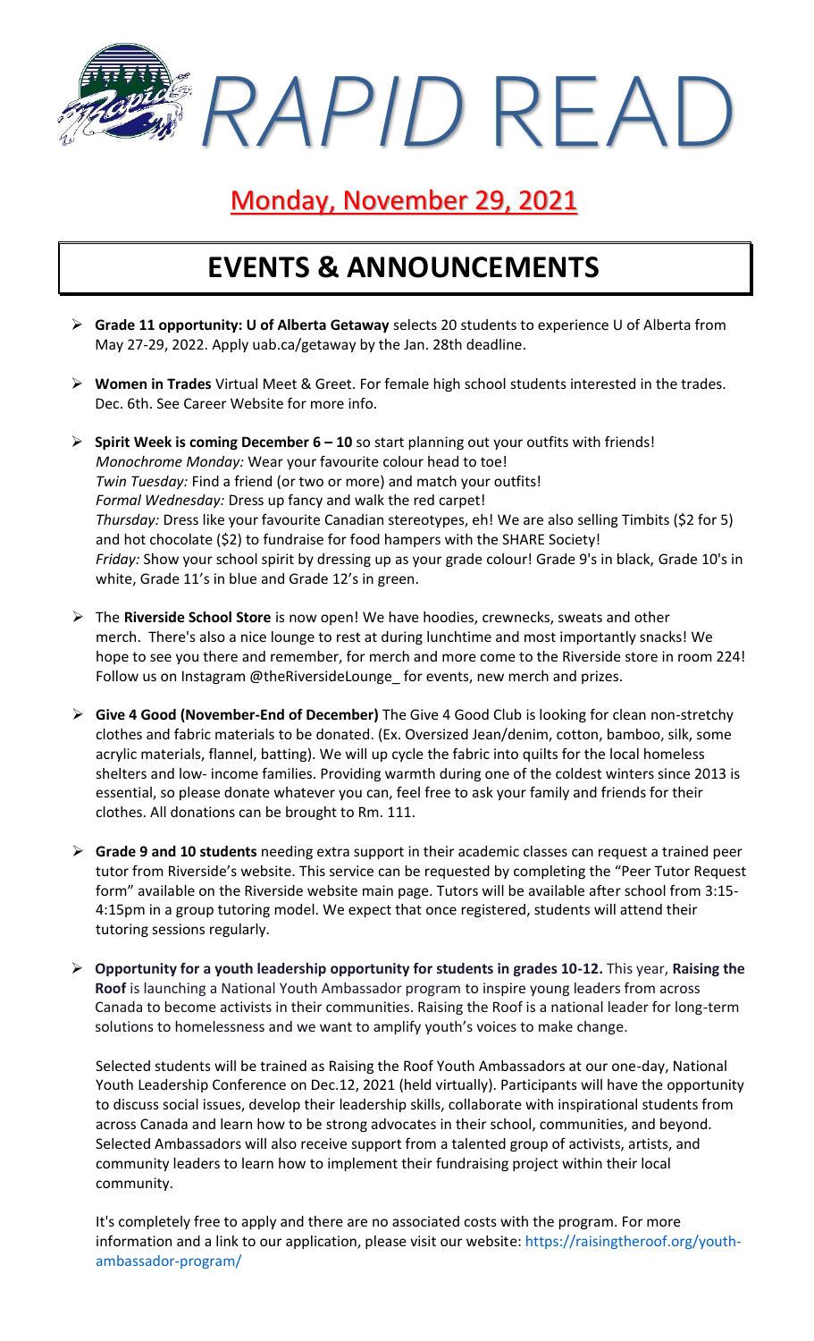# *RAPID* READ

## Monday, November 29, 2021

# EVENTS & ANNOUNCEMENTS

- **Grade 11 opportunity: U of Alberta Getaway** selects 20 students to experience U of Alberta from May 27-29, 2022. Apply uab.ca/getaway by the Jan. 28th deadline.

- **Women in Trades** Virtual Meet & Greet. For female high school students interested in the trades. Dec. 6th. See Career Website for more info.

- **Spirit Week is coming December 6 – 10** so start planning out your outfits with friends!
  *Monochrome Monday:* Wear your favourite colour head to toe!
  *Twin Tuesday:* Find a friend (or two or more) and match your outfits!
  *Formal Wednesday:* Dress up fancy and walk the red carpet!
  *Thursday:* Dress like your favourite Canadian stereotypes, eh! We are also selling Timbits ($2 for 5) and hot chocolate ($2) to fundraise for food hampers with the SHARE Society!
  *Friday:* Show your school spirit by dressing up as your grade colour! Grade 9's in black, Grade 10's in white, Grade 11's in blue and Grade 12's in green.

- The **Riverside School Store** is now open! We have hoodies, crewnecks, sweats and other merch. There's also a nice lounge to rest at during lunchtime and most importantly snacks! We hope to see you there and remember, for merch and more come to the Riverside store in room 224! Follow us on Instagram @theRiversideLounge_ for events, new merch and prizes.

- **Give 4 Good (November-End of December)** The Give 4 Good Club is looking for clean non-stretchy clothes and fabric materials to be donated. (Ex. Oversized Jean/denim, cotton, bamboo, silk, some acrylic materials, flannel, batting). We will up cycle the fabric into quilts for the local homeless shelters and low- income families. Providing warmth during one of the coldest winters since 2013 is essential, so please donate whatever you can, feel free to ask your family and friends for their clothes. All donations can be brought to Rm. 111.

- **Grade 9 and 10 students** needing extra support in their academic classes can request a trained peer tutor from Riverside's website. This service can be requested by completing the "Peer Tutor Request form" available on the Riverside website main page. Tutors will be available after school from 3:15-4:15pm in a group tutoring model. We expect that once registered, students will attend their tutoring sessions regularly.

- **Opportunity for a youth leadership opportunity for students in grades 10-12.** This year, **Raising the Roof** is launching a National Youth Ambassador program to inspire young leaders from across Canada to become activists in their communities. Raising the Roof is a national leader for long-term solutions to homelessness and we want to amplify youth's voices to make change.

  Selected students will be trained as Raising the Roof Youth Ambassadors at our one-day, National Youth Leadership Conference on Dec.12, 2021 (held virtually). Participants will have the opportunity to discuss social issues, develop their leadership skills, collaborate with inspirational students from across Canada and learn how to be strong advocates in their school, communities, and beyond. Selected Ambassadors will also receive support from a talented group of activists, artists, and community leaders to learn how to implement their fundraising project within their local community.

  It's completely free to apply and there are no associated costs with the program. For more information and a link to our application, please visit our website: https://raisingtheroof.org/youth-ambassador-program/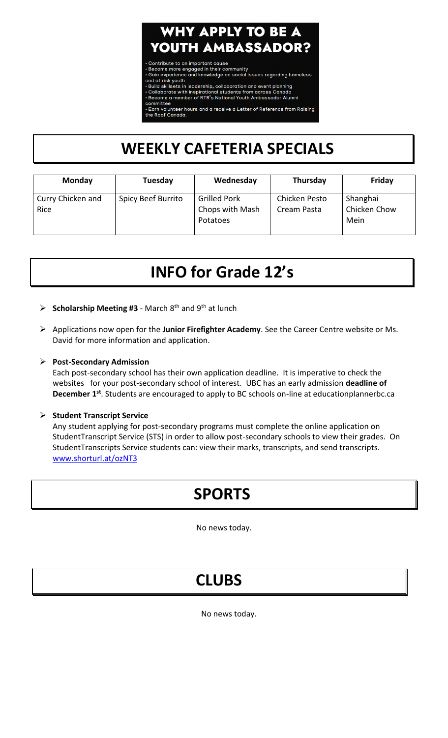## WHY APPLY TO BE A YOUTH AMBASSADOR?

- Contribute to an important cause
- Become more engaged in their community
- Gain experience and knowledge on social issues regarding homeless and at risk youth
- Build skillsets in leadership, collaboration and event planning
- Collaborate with inspirational students from across Canada
- Become a member of RTR's National Youth Ambassador Alumni committee
- Earn volunteer hours and a receive a Letter of Reference from Raising the Roof Canada.

# WEEKLY CAFETERIA SPECIALS

| Monday | Tuesday | Wednesday | Thursday | Friday |
|---|---|---|---|---|
| Curry Chicken and Rice | Spicy Beef Burrito | Grilled Pork Chops with Mash Potatoes | Chicken Pesto Cream Pasta | Shanghai Chicken Chow Mein |

# INFO for Grade 12's

- **Scholarship Meeting #3** - March 8th and 9th at lunch
- Applications now open for the **Junior Firefighter Academy**. See the Career Centre website or Ms. David for more information and application.
- **Post-Secondary Admission**

  Each post-secondary school has their own application deadline. It is imperative to check the websites for your post-secondary school of interest. UBC has an early admission **deadline of December 1st**. Students are encouraged to apply to BC schools on-line at educationplannerbc.ca
- **Student Transcript Service**

  Any student applying for post-secondary programs must complete the online application on StudentTranscript Service (STS) in order to allow post-secondary schools to view their grades. On StudentTranscripts Service students can: view their marks, transcripts, and send transcripts. www.shorturl.at/ozNT3

# SPORTS

No news today.

# CLUBS

No news today.